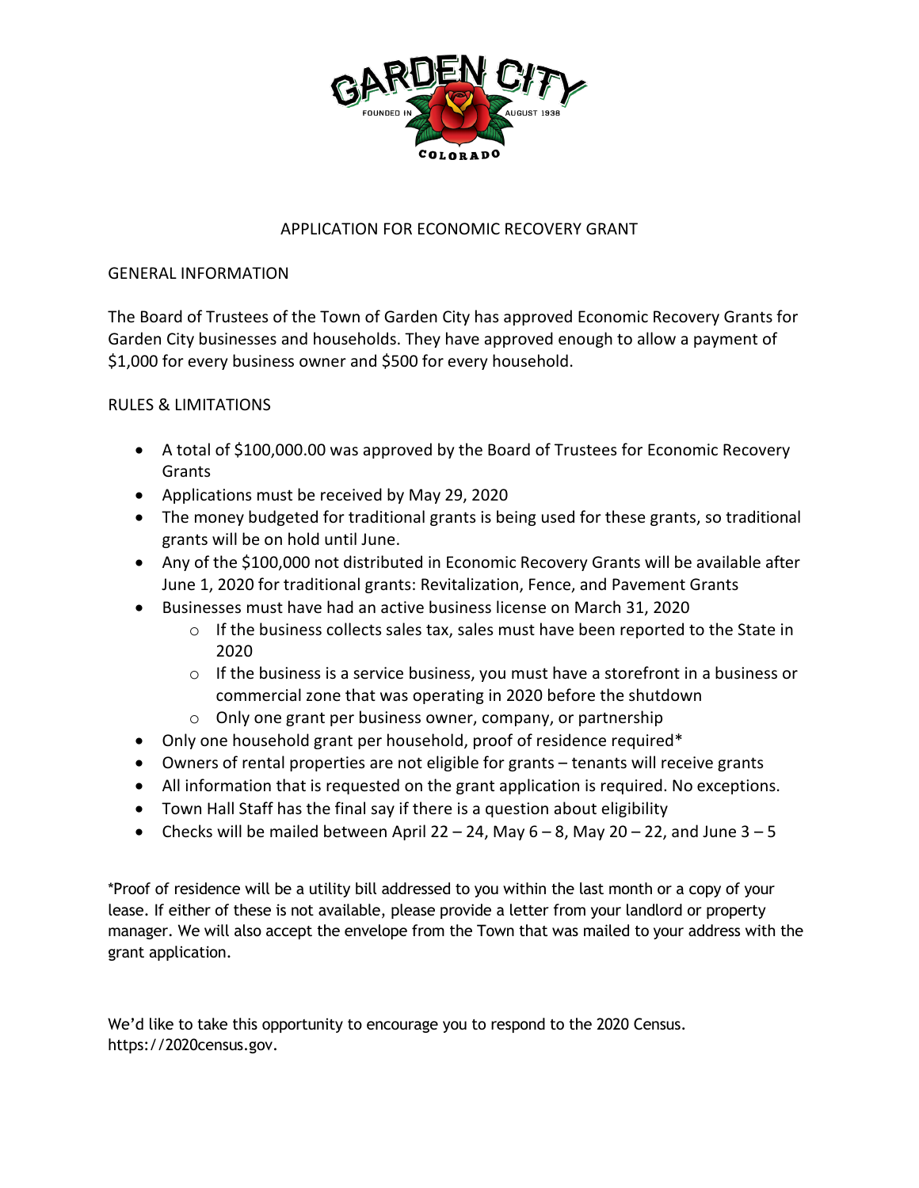# APPLICATION FOR ECONOMIC RECOVERY GRANT

## GENERAL INFORMATION

The Board of Trustees of the Town of Garden City has approved Economic Recovery Grants for Garden City businesses and households. They have approved enough to allow a payment of $1,000 for every business owner and $500 for every household.

## RULES & LIMITATIONS

- A total of $100,000.00 was approved by the Board of Trustees for Economic Recovery Grants
- Applications must be received by May 29, 2020
- The money budgeted for traditional grants is being used for these grants, so traditional grants will be on hold until June.
- Any of the $100,000 not distributed in Economic Recovery Grants will be available after June 1, 2020 for traditional grants: Revitalization, Fence, and Pavement Grants
- Businesses must have had an active business license on March 31, 2020
  - If the business collects sales tax, sales must have been reported to the State in 2020
  - If the business is a service business, you must have a storefront in a business or commercial zone that was operating in 2020 before the shutdown
  - Only one grant per business owner, company, or partnership
- Only one household grant per household, proof of residence required*
- Owners of rental properties are not eligible for grants – tenants will receive grants
- All information that is requested on the grant application is required. No exceptions.
- Town Hall Staff has the final say if there is a question about eligibility
- Checks will be mailed between April 22 – 24, May 6 – 8, May 20 – 22, and June 3 – 5

*Proof of residence will be a utility bill addressed to you within the last month or a copy of your lease. If either of these is not available, please provide a letter from your landlord or property manager. We will also accept the envelope from the Town that was mailed to your address with the grant application.

We'd like to take this opportunity to encourage you to respond to the 2020 Census. https://2020census.gov.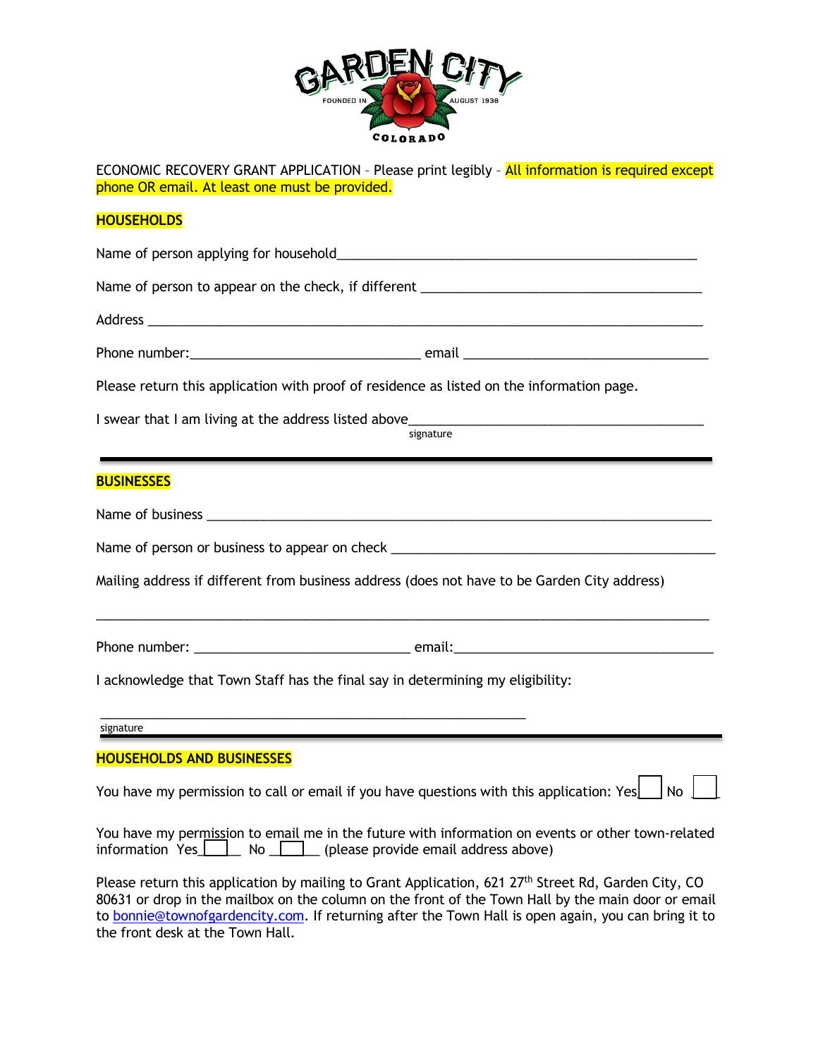GARDEN CITY

FOUNDED IN AUGUST 1938

COLORADO

ECONOMIC RECOVERY GRANT APPLICATION – Please print legibly – All information is required except phone OR email. At least one must be provided.

**HOUSEHOLDS**

Name of person applying for household_______________________________________________

Name of person to appear on the check, if different ____________________________________

Address _________________________________________________________________________

Phone number:______________________________ email ________________________________

Please return this application with proof of residence as listed on the information page.

I swear that I am living at the address listed above_______________________________________
signature

**BUSINESSES**

Name of business _________________________________________________________________

Name of person or business to appear on check ________________________________________

Mailing address if different from business address (does not have to be Garden City address)

_________________________________________________________________________________

Phone number: _____________________________ email:__________________________________

I acknowledge that Town Staff has the final say in determining my eligibility:

___________________________________________________________
signature

**HOUSEHOLDS AND BUSINESSES**

You have my permission to call or email if you have questions with this application: Yes☐ No ☐

You have my permission to email me in the future with information on events or other town-related information Yes☐ No ☐ (please provide email address above)

Please return this application by mailing to Grant Application, 621 27th Street Rd, Garden City, CO 80631 or drop in the mailbox on the column on the front of the Town Hall by the main door or email to bonnie@townofgardencity.com. If returning after the Town Hall is open again, you can bring it to the front desk at the Town Hall.